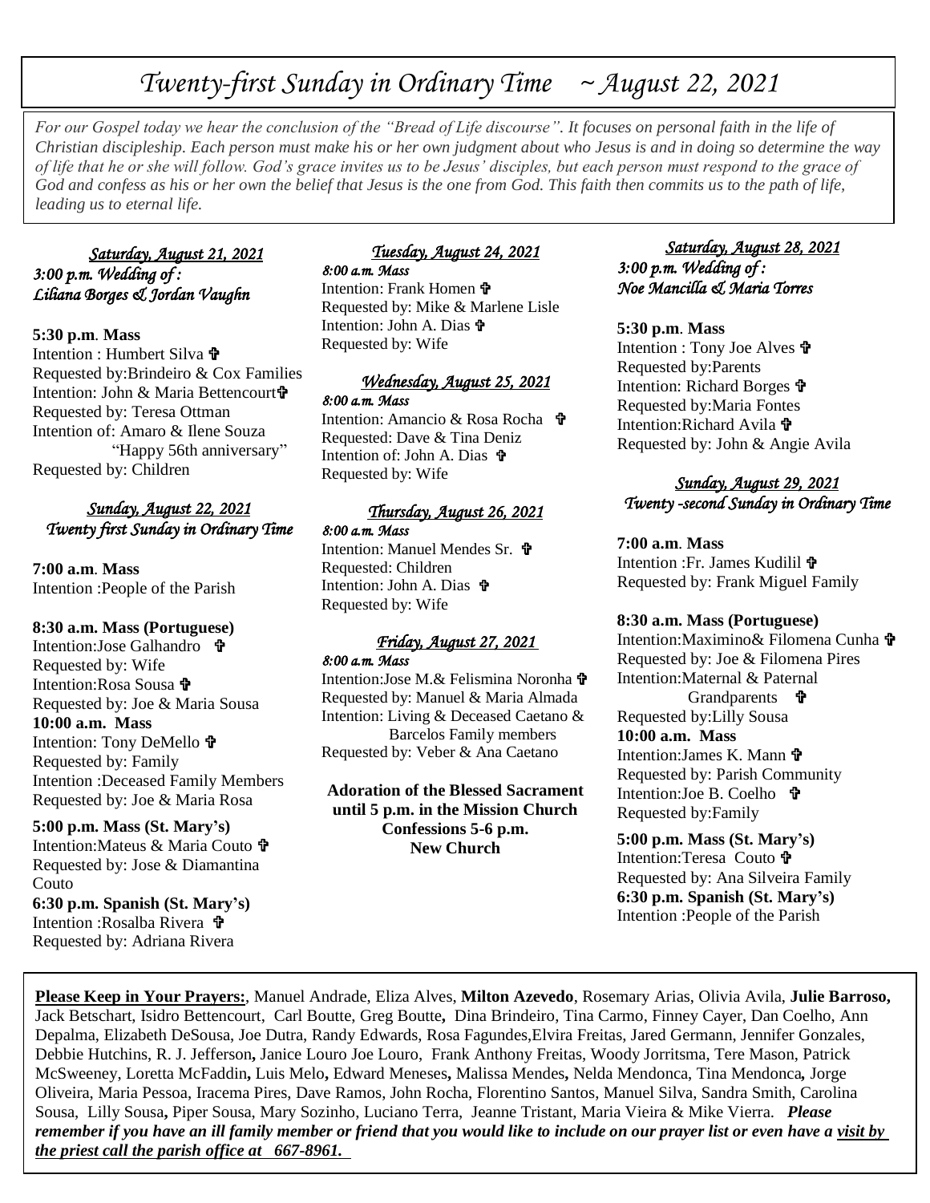# *Twenty-first Sunday in Ordinary Time ~ August 22, 2021*

*For our Gospel today we hear the conclusion of the "Bread of Life discourse". It focuses on personal faith in the life of Christian discipleship. Each person must make his or her own judgment about who Jesus is and in doing so determine the way of life that he or she will follow. God's grace invites us to be Jesus' disciples, but each person must respond to the grace of God and confess as his or her own the belief that Jesus is the one from God. This faith then commits us to the path of life, leading us to eternal life.*

***Saturday, August 21, 2021***
***3:00 p.m. Wedding of :***
***Liliana Borges & Jordan Vaughn***

**5:30 p.m. Mass**
Intention : Humbert Silva ✞
Requested by:Brindeiro & Cox Families
Intention: John & Maria Bettencourt✞
Requested by: Teresa Ottman
Intention of: Amaro & Ilene Souza
"Happy 56th anniversary"
Requested by: Children

***Sunday, August 22, 2021***
***Twenty first Sunday in Ordinary Time***

**7:00 a.m. Mass**
Intention :People of the Parish

**8:30 a.m. Mass (Portuguese)**
Intention:Jose Galhandro ✞
Requested by: Wife
Intention:Rosa Sousa ✞
Requested by: Joe & Maria Sousa

**10:00 a.m. Mass**
Intention: Tony DeMello ✞
Requested by: Family
Intention :Deceased Family Members
Requested by: Joe & Maria Rosa

**5:00 p.m. Mass (St. Mary's)**
Intention:Mateus & Maria Couto ✞
Requested by: Jose & Diamantina Couto

**6:30 p.m. Spanish (St. Mary's)**
Intention :Rosalba Rivera ✞
Requested by: Adriana Rivera

***Tuesday, August 24, 2021***
*8:00 a.m. Mass*
Intention: Frank Homen ✞
Requested by: Mike & Marlene Lisle
Intention: John A. Dias ✞
Requested by: Wife

***Wednesday, August 25, 2021***
*8:00 a.m. Mass*
Intention: Amancio & Rosa Rocha ✞
Requested: Dave & Tina Deniz
Intention of: John A. Dias ✞
Requested by: Wife

***Thursday, August 26, 2021***
*8:00 a.m. Mass*
Intention: Manuel Mendes Sr. ✞
Requested: Children
Intention: John A. Dias ✞
Requested by: Wife

***Friday, August 27, 2021***
*8:00 a.m. Mass*
Intention:Jose M.& Felismina Noronha ✞
Requested by: Manuel & Maria Almada
Intention: Living & Deceased Caetano & Barcelos Family members
Requested by: Veber & Ana Caetano

**Adoration of the Blessed Sacrament until 5 p.m. in the Mission Church**
**Confessions 5-6 p.m.**
**New Church**

***Saturday, August 28, 2021***
***3:00 p.m. Wedding of :***
***Noe Mancilla & Maria Torres***

**5:30 p.m. Mass**
Intention : Tony Joe Alves ✞
Requested by:Parents
Intention: Richard Borges ✞
Requested by:Maria Fontes
Intention:Richard Avila ✞
Requested by: John & Angie Avila

***Sunday, August 29, 2021***
***Twenty -second Sunday in Ordinary Time***

**7:00 a.m. Mass**
Intention :Fr. James Kudilil ✞
Requested by: Frank Miguel Family

**8:30 a.m. Mass (Portuguese)**
Intention:Maximino& Filomena Cunha ✞
Requested by: Joe & Filomena Pires
Intention:Maternal & Paternal Grandparents ✞
Requested by:Lilly Sousa

**10:00 a.m. Mass**
Intention:James K. Mann ✞
Requested by: Parish Community
Intention:Joe B. Coelho ✞
Requested by:Family

**5:00 p.m. Mass (St. Mary's)**
Intention:Teresa Couto ✞
Requested by: Ana Silveira Family

**6:30 p.m. Spanish (St. Mary's)**
Intention :People of the Parish

**Please Keep in Your Prayers:**, Manuel Andrade, Eliza Alves, **Milton Azevedo**, Rosemary Arias, Olivia Avila, **Julie Barroso,** Jack Betschart, Isidro Bettencourt, Carl Boutte, Greg Boutte**,** Dina Brindeiro, Tina Carmo, Finney Cayer, Dan Coelho, Ann Depalma, Elizabeth DeSousa, Joe Dutra, Randy Edwards, Rosa Fagundes,Elvira Freitas, Jared Germann, Jennifer Gonzales, Debbie Hutchins, R. J. Jefferson**,** Janice Louro Joe Louro, Frank Anthony Freitas, Woody Jorritsma, Tere Mason, Patrick McSweeney, Loretta McFaddin**,** Luis Melo**,** Edward Meneses**,** Malissa Mendes**,** Nelda Mendonca, Tina Mendonca*,* Jorge Oliveira, Maria Pessoa, Iracema Pires, Dave Ramos, John Rocha, Florentino Santos, Manuel Silva, Sandra Smith, Carolina Sousa, Lilly Sousa**,** Piper Sousa, Mary Sozinho, Luciano Terra, Jeanne Tristant, Maria Vieira & Mike Vierra. ***Please remember if you have an ill family member or friend that you would like to include on our prayer list or even have a visit by the priest call the parish office at 667-8961.***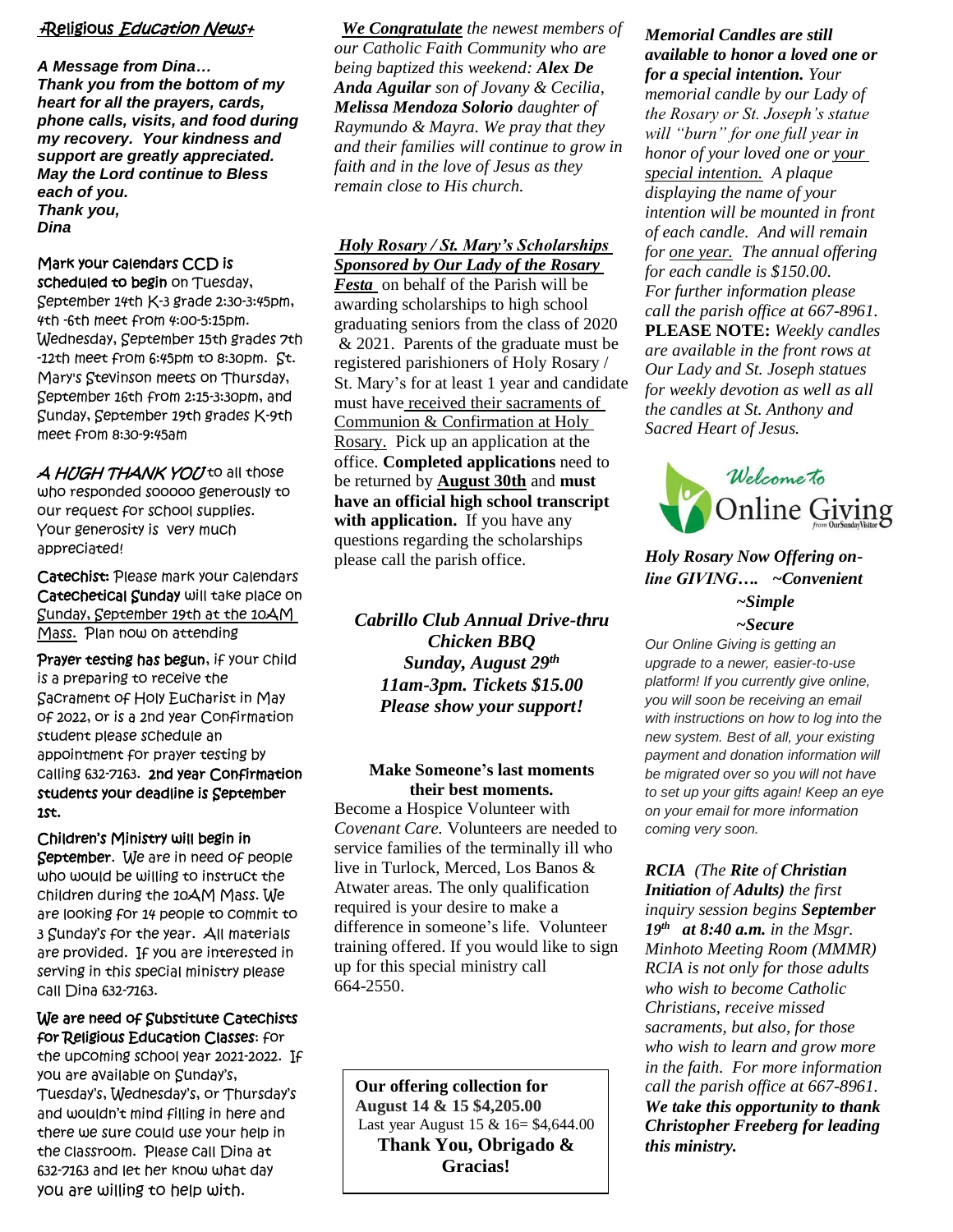## +Religious *Education News*+

***A Message from Dina…***
***Thank you from the bottom of my heart for all the prayers, cards, phone calls, visits, and food during my recovery. Your kindness and support are greatly appreciated. May the Lord continue to Bless each of you.***
***Thank you,***
***Dina***

**Mark your calendars CCD is scheduled to begin** on Tuesday, September 14th K-3 grade 2:30-3:45pm, 4th -6th meet from 4:00-5:15pm. Wednesday, September 15th grades 7th -12th meet from 6:45pm to 8:30pm. St. Mary's Stevinson meets on Thursday, September 16th from 2:15-3:30pm, and Sunday, September 19th grades K-9th meet from 8:30-9:45am

*A HUGH THANK YOU* to all those who responded sooooo generously to our request for school supplies. Your generosity is very much appreciated!

**Catechist:** Please mark your calendars **Catechetical Sunday** will take place on Sunday, September 19th at the 10AM Mass. Plan now on attending

**Prayer testing has begun**, if your child is a preparing to receive the Sacrament of Holy Eucharist in May of 2022, or is a 2nd year Confirmation student please schedule an appointment for prayer testing by calling 632-7163. **2nd year Confirmation students your deadline is September 1st.**

**Children's Ministry will begin in September**. We are in need of people who would be willing to instruct the children during the 10AM Mass. We are looking for 14 people to commit to 3 Sunday's for the year. All materials are provided. If you are interested in serving in this special ministry please call Dina 632-7163.

**We are need of Substitute Catechists for Religious Education Classes**: for the upcoming school year 2021-2022. If you are available on Sunday's, Tuesday's, Wednesday's, or Thursday's and wouldn't mind filling in here and there we sure could use your help in the classroom. Please call Dina at 632-7163 and let her know what day you are willing to help with.

***We Congratulate*** *the newest members of our Catholic Faith Community who are being baptized this weekend:* ***Alex De Anda Aguilar*** *son of Jovany & Cecilia,* ***Melissa Mendoza Solorio*** *daughter of Raymundo & Mayra. We pray that they and their families will continue to grow in faith and in the love of Jesus as they remain close to His church.*

***Holy Rosary / St. Mary's Scholarships Sponsored by Our Lady of the Rosary Festa*** on behalf of the Parish will be awarding scholarships to high school graduating seniors from the class of 2020 & 2021. Parents of the graduate must be registered parishioners of Holy Rosary / St. Mary's for at least 1 year and candidate must have received their sacraments of Communion & Confirmation at Holy Rosary. Pick up an application at the office. **Completed applications** need to be returned by **August 30th** and **must have an official high school transcript with application.** If you have any questions regarding the scholarships please call the parish office.

***Cabrillo Club Annual Drive-thru Chicken BBQ***
***Sunday, August 29th***
***11am-3pm. Tickets $15.00***
***Please show your support!***

**Make Someone's last moments their best moments.**

Become a Hospice Volunteer with *Covenant Care.* Volunteers are needed to service families of the terminally ill who live in Turlock, Merced, Los Banos & Atwater areas. The only qualification required is your desire to make a difference in someone's life. Volunteer training offered. If you would like to sign up for this special ministry call 664-2550.

**Our offering collection for August 14 & 15 $4,205.00**
Last year August 15 & 16= $4,644.00
**Thank You, Obrigado & Gracias!**

***Memorial Candles are still available to honor a loved one or for a special intention.*** *Your memorial candle by our Lady of the Rosary or St. Joseph's statue will "burn" for one full year in honor of your loved one or your special intention. A plaque displaying the name of your intention will be mounted in front of each candle. And will remain for one year. The annual offering for each candle is $150.00. For further information please call the parish office at 667-8961.* **PLEASE NOTE:** *Weekly candles are available in the front rows at Our Lady and St. Joseph statues for weekly devotion as well as all the candles at St. Anthony and Sacred Heart of Jesus.*

Welcome to Online Giving

***Holy Rosary Now Offering on-line GIVING…. ~Convenient ~Simple ~Secure***

*Our Online Giving is getting an upgrade to a newer, easier-to-use platform! If you currently give online, you will soon be receiving an email with instructions on how to log into the new system. Best of all, your existing payment and donation information will be migrated over so you will not have to set up your gifts again! Keep an eye on your email for more information coming very soon.*

***RCIA*** *(The* ***Rite*** *of* ***Christian Initiation*** *of* ***Adults****) the first inquiry session begins* ***September 19th at 8:40 a.m.*** *in the Msgr. Minhoto Meeting Room (MMMR) RCIA is not only for those adults who wish to become Catholic Christians, receive missed sacraments, but also, for those who wish to learn and grow more in the faith. For more information call the parish office at 667-8961.* ***We take this opportunity to thank Christopher Freeberg for leading this ministry.***